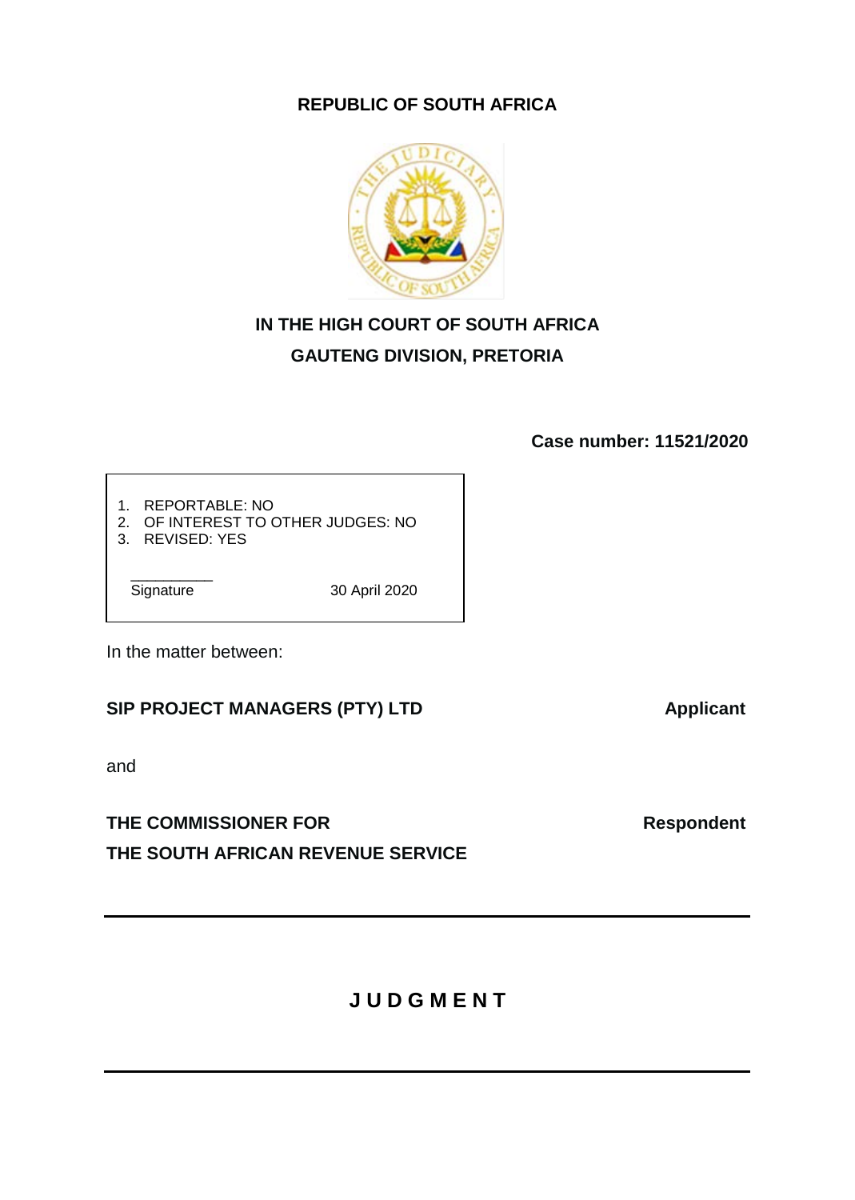**REPUBLIC OF SOUTH AFRICA**

**IN THE HIGH COURT OF SOUTH AFRICA**
**GAUTENG DIVISION, PRETORIA**

**Case number: 11521/2020**

1. REPORTABLE: NO
2. OF INTEREST TO OTHER JUDGES: NO
3. REVISED: YES

__________
Signature 30 April 2020

In the matter between:

| | |
|---|---|
| **SIP PROJECT MANAGERS (PTY) LTD** | **Applicant** |
| and | |
| **THE COMMISSIONER FOR THE SOUTH AFRICAN REVENUE SERVICE** | **Respondent** |

---

**J U D G M E N T**

---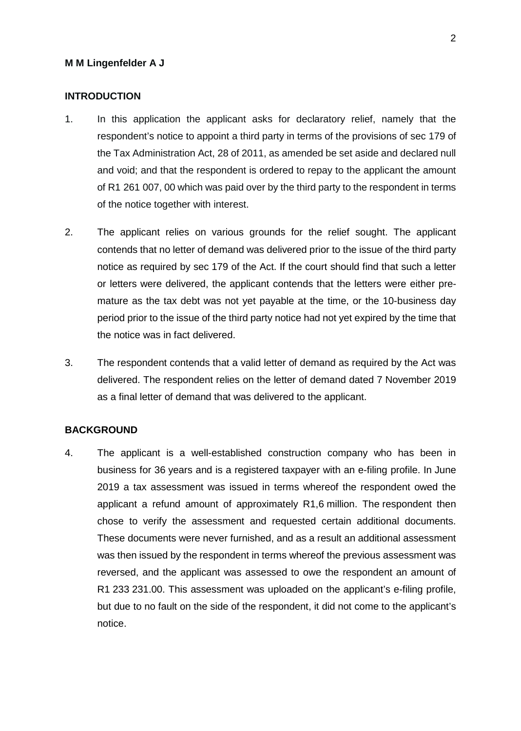**M M Lingenfelder A J**

**INTRODUCTION**

1. In this application the applicant asks for declaratory relief, namely that the respondent's notice to appoint a third party in terms of the provisions of sec 179 of the Tax Administration Act, 28 of 2011, as amended be set aside and declared null and void; and that the respondent is ordered to repay to the applicant the amount of R1 261 007, 00 which was paid over by the third party to the respondent in terms of the notice together with interest.

2. The applicant relies on various grounds for the relief sought. The applicant contends that no letter of demand was delivered prior to the issue of the third party notice as required by sec 179 of the Act. If the court should find that such a letter or letters were delivered, the applicant contends that the letters were either pre-mature as the tax debt was not yet payable at the time, or the 10-business day period prior to the issue of the third party notice had not yet expired by the time that the notice was in fact delivered.

3. The respondent contends that a valid letter of demand as required by the Act was delivered. The respondent relies on the letter of demand dated 7 November 2019 as a final letter of demand that was delivered to the applicant.

**BACKGROUND**

4. The applicant is a well-established construction company who has been in business for 36 years and is a registered taxpayer with an e-filing profile. In June 2019 a tax assessment was issued in terms whereof the respondent owed the applicant a refund amount of approximately R1,6 million. The respondent then chose to verify the assessment and requested certain additional documents. These documents were never furnished, and as a result an additional assessment was then issued by the respondent in terms whereof the previous assessment was reversed, and the applicant was assessed to owe the respondent an amount of R1 233 231.00. This assessment was uploaded on the applicant's e-filing profile, but due to no fault on the side of the respondent, it did not come to the applicant's notice.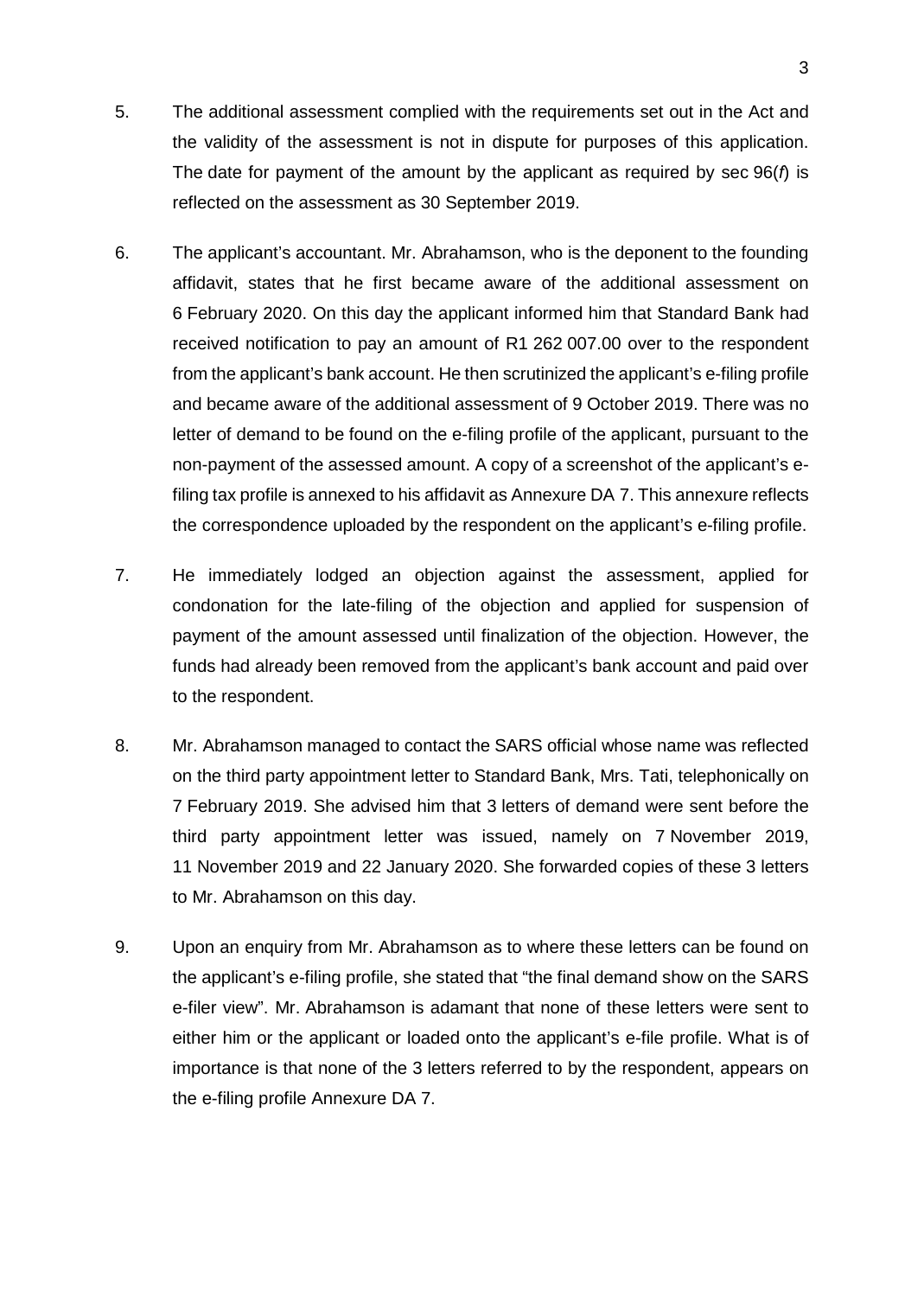5. The additional assessment complied with the requirements set out in the Act and the validity of the assessment is not in dispute for purposes of this application. The date for payment of the amount by the applicant as required by sec 96(*f*) is reflected on the assessment as 30 September 2019.

6. The applicant's accountant. Mr. Abrahamson, who is the deponent to the founding affidavit, states that he first became aware of the additional assessment on 6 February 2020. On this day the applicant informed him that Standard Bank had received notification to pay an amount of R1 262 007.00 over to the respondent from the applicant's bank account. He then scrutinized the applicant's e-filing profile and became aware of the additional assessment of 9 October 2019. There was no letter of demand to be found on the e-filing profile of the applicant, pursuant to the non-payment of the assessed amount. A copy of a screenshot of the applicant's e-filing tax profile is annexed to his affidavit as Annexure DA 7. This annexure reflects the correspondence uploaded by the respondent on the applicant's e-filing profile.

7. He immediately lodged an objection against the assessment, applied for condonation for the late-filing of the objection and applied for suspension of payment of the amount assessed until finalization of the objection. However, the funds had already been removed from the applicant's bank account and paid over to the respondent.

8. Mr. Abrahamson managed to contact the SARS official whose name was reflected on the third party appointment letter to Standard Bank, Mrs. Tati, telephonically on 7 February 2019. She advised him that 3 letters of demand were sent before the third party appointment letter was issued, namely on 7 November 2019, 11 November 2019 and 22 January 2020. She forwarded copies of these 3 letters to Mr. Abrahamson on this day.

9. Upon an enquiry from Mr. Abrahamson as to where these letters can be found on the applicant's e-filing profile, she stated that "the final demand show on the SARS e-filer view". Mr. Abrahamson is adamant that none of these letters were sent to either him or the applicant or loaded onto the applicant's e-file profile. What is of importance is that none of the 3 letters referred to by the respondent, appears on the e-filing profile Annexure DA 7.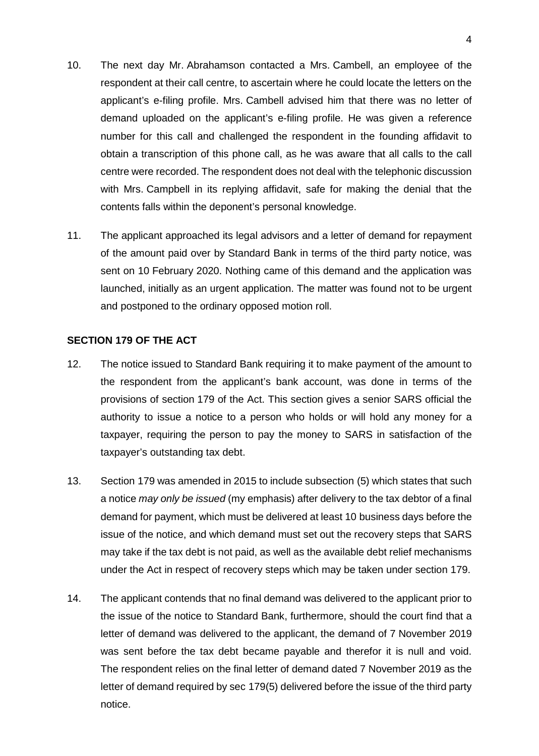10. The next day Mr. Abrahamson contacted a Mrs. Cambell, an employee of the respondent at their call centre, to ascertain where he could locate the letters on the applicant's e-filing profile. Mrs. Cambell advised him that there was no letter of demand uploaded on the applicant's e-filing profile. He was given a reference number for this call and challenged the respondent in the founding affidavit to obtain a transcription of this phone call, as he was aware that all calls to the call centre were recorded. The respondent does not deal with the telephonic discussion with Mrs. Campbell in its replying affidavit, safe for making the denial that the contents falls within the deponent's personal knowledge.

11. The applicant approached its legal advisors and a letter of demand for repayment of the amount paid over by Standard Bank in terms of the third party notice, was sent on 10 February 2020. Nothing came of this demand and the application was launched, initially as an urgent application. The matter was found not to be urgent and postponed to the ordinary opposed motion roll.

**SECTION 179 OF THE ACT**

12. The notice issued to Standard Bank requiring it to make payment of the amount to the respondent from the applicant's bank account, was done in terms of the provisions of section 179 of the Act. This section gives a senior SARS official the authority to issue a notice to a person who holds or will hold any money for a taxpayer, requiring the person to pay the money to SARS in satisfaction of the taxpayer's outstanding tax debt.

13. Section 179 was amended in 2015 to include subsection (5) which states that such a notice *may only be issued* (my emphasis) after delivery to the tax debtor of a final demand for payment, which must be delivered at least 10 business days before the issue of the notice, and which demand must set out the recovery steps that SARS may take if the tax debt is not paid, as well as the available debt relief mechanisms under the Act in respect of recovery steps which may be taken under section 179.

14. The applicant contends that no final demand was delivered to the applicant prior to the issue of the notice to Standard Bank, furthermore, should the court find that a letter of demand was delivered to the applicant, the demand of 7 November 2019 was sent before the tax debt became payable and therefor it is null and void. The respondent relies on the final letter of demand dated 7 November 2019 as the letter of demand required by sec 179(5) delivered before the issue of the third party notice.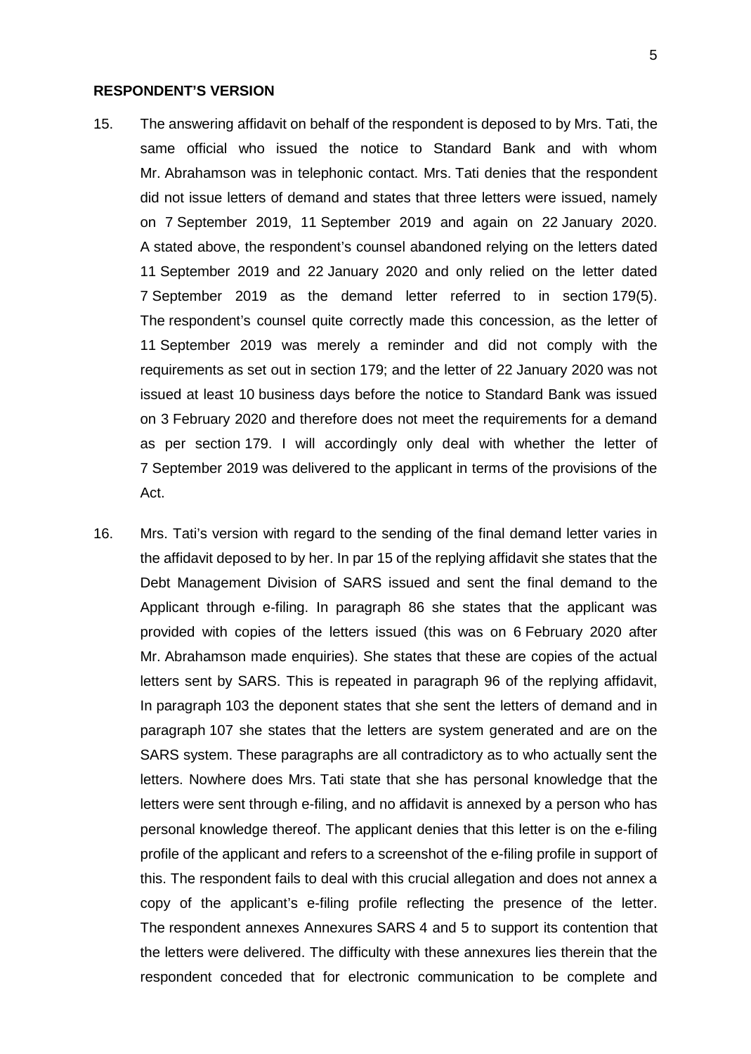**RESPONDENT'S VERSION**

15. The answering affidavit on behalf of the respondent is deposed to by Mrs. Tati, the same official who issued the notice to Standard Bank and with whom Mr. Abrahamson was in telephonic contact. Mrs. Tati denies that the respondent did not issue letters of demand and states that three letters were issued, namely on 7 September 2019, 11 September 2019 and again on 22 January 2020. A stated above, the respondent's counsel abandoned relying on the letters dated 11 September 2019 and 22 January 2020 and only relied on the letter dated 7 September 2019 as the demand letter referred to in section 179(5). The respondent's counsel quite correctly made this concession, as the letter of 11 September 2019 was merely a reminder and did not comply with the requirements as set out in section 179; and the letter of 22 January 2020 was not issued at least 10 business days before the notice to Standard Bank was issued on 3 February 2020 and therefore does not meet the requirements for a demand as per section 179. I will accordingly only deal with whether the letter of 7 September 2019 was delivered to the applicant in terms of the provisions of the Act.

16. Mrs. Tati's version with regard to the sending of the final demand letter varies in the affidavit deposed to by her. In par 15 of the replying affidavit she states that the Debt Management Division of SARS issued and sent the final demand to the Applicant through e-filing. In paragraph 86 she states that the applicant was provided with copies of the letters issued (this was on 6 February 2020 after Mr. Abrahamson made enquiries). She states that these are copies of the actual letters sent by SARS. This is repeated in paragraph 96 of the replying affidavit, In paragraph 103 the deponent states that she sent the letters of demand and in paragraph 107 she states that the letters are system generated and are on the SARS system. These paragraphs are all contradictory as to who actually sent the letters. Nowhere does Mrs. Tati state that she has personal knowledge that the letters were sent through e-filing, and no affidavit is annexed by a person who has personal knowledge thereof. The applicant denies that this letter is on the e-filing profile of the applicant and refers to a screenshot of the e-filing profile in support of this. The respondent fails to deal with this crucial allegation and does not annex a copy of the applicant's e-filing profile reflecting the presence of the letter. The respondent annexes Annexures SARS 4 and 5 to support its contention that the letters were delivered. The difficulty with these annexures lies therein that the respondent conceded that for electronic communication to be complete and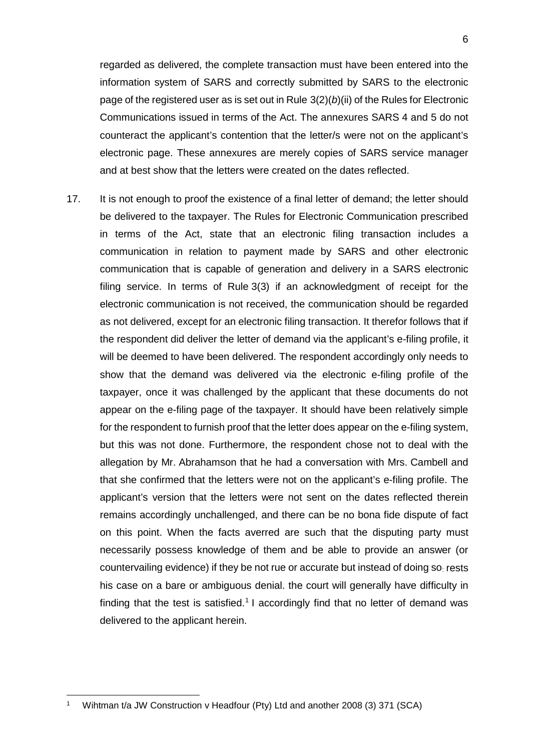regarded as delivered, the complete transaction must have been entered into the information system of SARS and correctly submitted by SARS to the electronic page of the registered user as is set out in Rule 3(2)(*b*)(ii) of the Rules for Electronic Communications issued in terms of the Act. The annexures SARS 4 and 5 do not counteract the applicant's contention that the letter/s were not on the applicant's electronic page. These annexures are merely copies of SARS service manager and at best show that the letters were created on the dates reflected.

17. It is not enough to proof the existence of a final letter of demand; the letter should be delivered to the taxpayer. The Rules for Electronic Communication prescribed in terms of the Act, state that an electronic filing transaction includes a communication in relation to payment made by SARS and other electronic communication that is capable of generation and delivery in a SARS electronic filing service. In terms of Rule 3(3) if an acknowledgment of receipt for the electronic communication is not received, the communication should be regarded as not delivered, except for an electronic filing transaction. It therefor follows that if the respondent did deliver the letter of demand via the applicant's e-filing profile, it will be deemed to have been delivered. The respondent accordingly only needs to show that the demand was delivered via the electronic e-filing profile of the taxpayer, once it was challenged by the applicant that these documents do not appear on the e-filing page of the taxpayer. It should have been relatively simple for the respondent to furnish proof that the letter does appear on the e-filing system, but this was not done. Furthermore, the respondent chose not to deal with the allegation by Mr. Abrahamson that he had a conversation with Mrs. Cambell and that she confirmed that the letters were not on the applicant's e-filing profile. The applicant's version that the letters were not sent on the dates reflected therein remains accordingly unchallenged, and there can be no bona fide dispute of fact on this point. When the facts averred are such that the disputing party must necessarily possess knowledge of them and be able to provide an answer (or countervailing evidence) if they be not rue or accurate but instead of doing so, rests his case on a bare or ambiguous denial. the court will generally have difficulty in finding that the test is satisfied.[1] I accordingly find that no letter of demand was delivered to the applicant herein.

---

[1] Wihtman t/a JW Construction v Headfour (Pty) Ltd and another 2008 (3) 371 (SCA)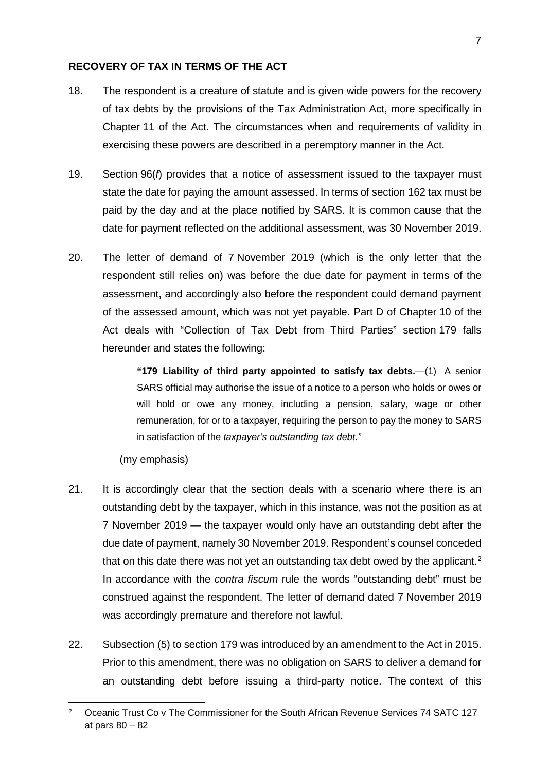**RECOVERY OF TAX IN TERMS OF THE ACT**

18. The respondent is a creature of statute and is given wide powers for the recovery of tax debts by the provisions of the Tax Administration Act, more specifically in Chapter 11 of the Act. The circumstances when and requirements of validity in exercising these powers are described in a peremptory manner in the Act.

19. Section 96(*f*) provides that a notice of assessment issued to the taxpayer must state the date for paying the amount assessed. In terms of section 162 tax must be paid by the day and at the place notified by SARS. It is common cause that the date for payment reflected on the additional assessment, was 30 November 2019.

20. The letter of demand of 7 November 2019 (which is the only letter that the respondent still relies on) was before the due date for payment in terms of the assessment, and accordingly also before the respondent could demand payment of the assessed amount, which was not yet payable. Part D of Chapter 10 of the Act deals with "Collection of Tax Debt from Third Parties" section 179 falls hereunder and states the following:

> **"179 Liability of third party appointed to satisfy tax debts.**—(1) A senior SARS official may authorise the issue of a notice to a person who holds or owes or will hold or owe any money, including a pension, salary, wage or other remuneration, for or to a taxpayer, requiring the person to pay the money to SARS in satisfaction of the *taxpayer's outstanding tax debt."*

(my emphasis)

21. It is accordingly clear that the section deals with a scenario where there is an outstanding debt by the taxpayer, which in this instance, was not the position as at 7 November 2019 — the taxpayer would only have an outstanding debt after the due date of payment, namely 30 November 2019. Respondent's counsel conceded that on this date there was not yet an outstanding tax debt owed by the applicant.[2] In accordance with the *contra fiscum* rule the words "outstanding debt" must be construed against the respondent. The letter of demand dated 7 November 2019 was accordingly premature and therefore not lawful.

22. Subsection (5) to section 179 was introduced by an amendment to the Act in 2015. Prior to this amendment, there was no obligation on SARS to deliver a demand for an outstanding debt before issuing a third-party notice. The context of this

---

[2] Oceanic Trust Co v The Commissioner for the South African Revenue Services 74 SATC 127 at pars 80 – 82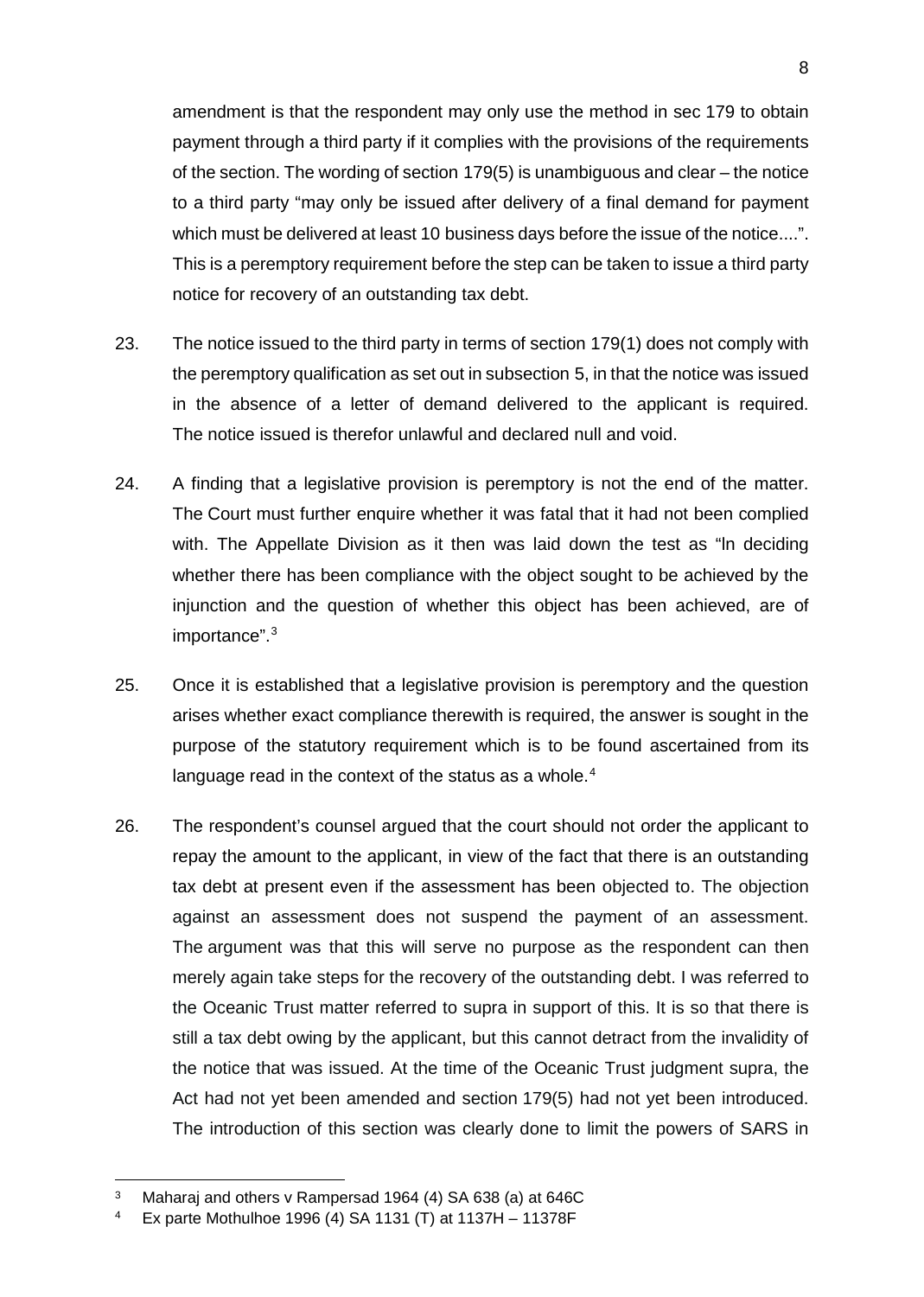amendment is that the respondent may only use the method in sec 179 to obtain payment through a third party if it complies with the provisions of the requirements of the section. The wording of section 179(5) is unambiguous and clear – the notice to a third party "may only be issued after delivery of a final demand for payment which must be delivered at least 10 business days before the issue of the notice....". This is a peremptory requirement before the step can be taken to issue a third party notice for recovery of an outstanding tax debt.

23. The notice issued to the third party in terms of section 179(1) does not comply with the peremptory qualification as set out in subsection 5, in that the notice was issued in the absence of a letter of demand delivered to the applicant is required. The notice issued is therefor unlawful and declared null and void.

24. A finding that a legislative provision is peremptory is not the end of the matter. The Court must further enquire whether it was fatal that it had not been complied with. The Appellate Division as it then was laid down the test as "In deciding whether there has been compliance with the object sought to be achieved by the injunction and the question of whether this object has been achieved, are of importance".[3]

25. Once it is established that a legislative provision is peremptory and the question arises whether exact compliance therewith is required, the answer is sought in the purpose of the statutory requirement which is to be found ascertained from its language read in the context of the status as a whole.[4]

26. The respondent's counsel argued that the court should not order the applicant to repay the amount to the applicant, in view of the fact that there is an outstanding tax debt at present even if the assessment has been objected to. The objection against an assessment does not suspend the payment of an assessment. The argument was that this will serve no purpose as the respondent can then merely again take steps for the recovery of the outstanding debt. I was referred to the Oceanic Trust matter referred to supra in support of this. It is so that there is still a tax debt owing by the applicant, but this cannot detract from the invalidity of the notice that was issued. At the time of the Oceanic Trust judgment supra, the Act had not yet been amended and section 179(5) had not yet been introduced. The introduction of this section was clearly done to limit the powers of SARS in

---

[3] Maharaj and others v Rampersad 1964 (4) SA 638 (a) at 646C

[4] Ex parte Mothulhoe 1996 (4) SA 1131 (T) at 1137H – 11378F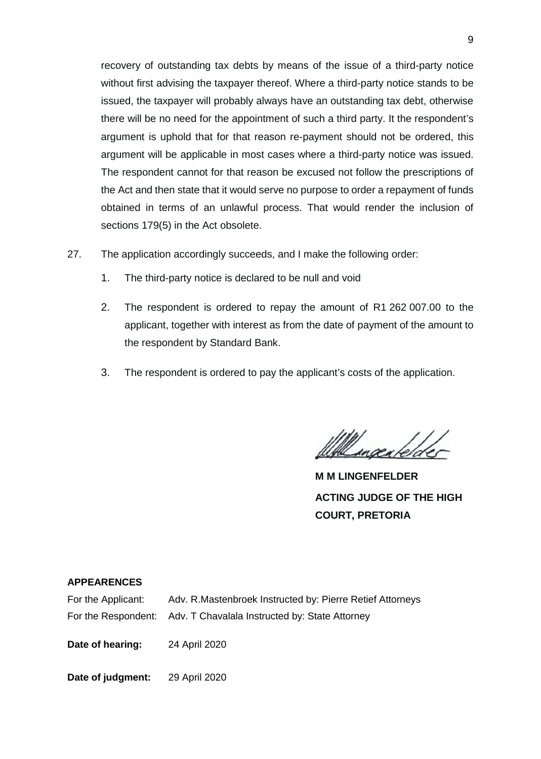recovery of outstanding tax debts by means of the issue of a third-party notice without first advising the taxpayer thereof. Where a third-party notice stands to be issued, the taxpayer will probably always have an outstanding tax debt, otherwise there will be no need for the appointment of such a third party. It the respondent's argument is uphold that for that reason re-payment should not be ordered, this argument will be applicable in most cases where a third-party notice was issued. The respondent cannot for that reason be excused not follow the prescriptions of the Act and then state that it would serve no purpose to order a repayment of funds obtained in terms of an unlawful process. That would render the inclusion of sections 179(5) in the Act obsolete.

27. The application accordingly succeeds, and I make the following order:

    1. The third-party notice is declared to be null and void

    2. The respondent is ordered to repay the amount of R1 262 007.00 to the applicant, together with interest as from the date of payment of the amount to the respondent by Standard Bank.

    3. The respondent is ordered to pay the applicant's costs of the application.

**M M LINGENFELDER**
**ACTING JUDGE OF THE HIGH COURT, PRETORIA**

**APPEARENCES**

For the Applicant: Adv. R.Mastenbroek Instructed by: Pierre Retief Attorneys
For the Respondent: Adv. T Chavalala Instructed by: State Attorney

**Date of hearing:** 24 April 2020

**Date of judgment:** 29 April 2020